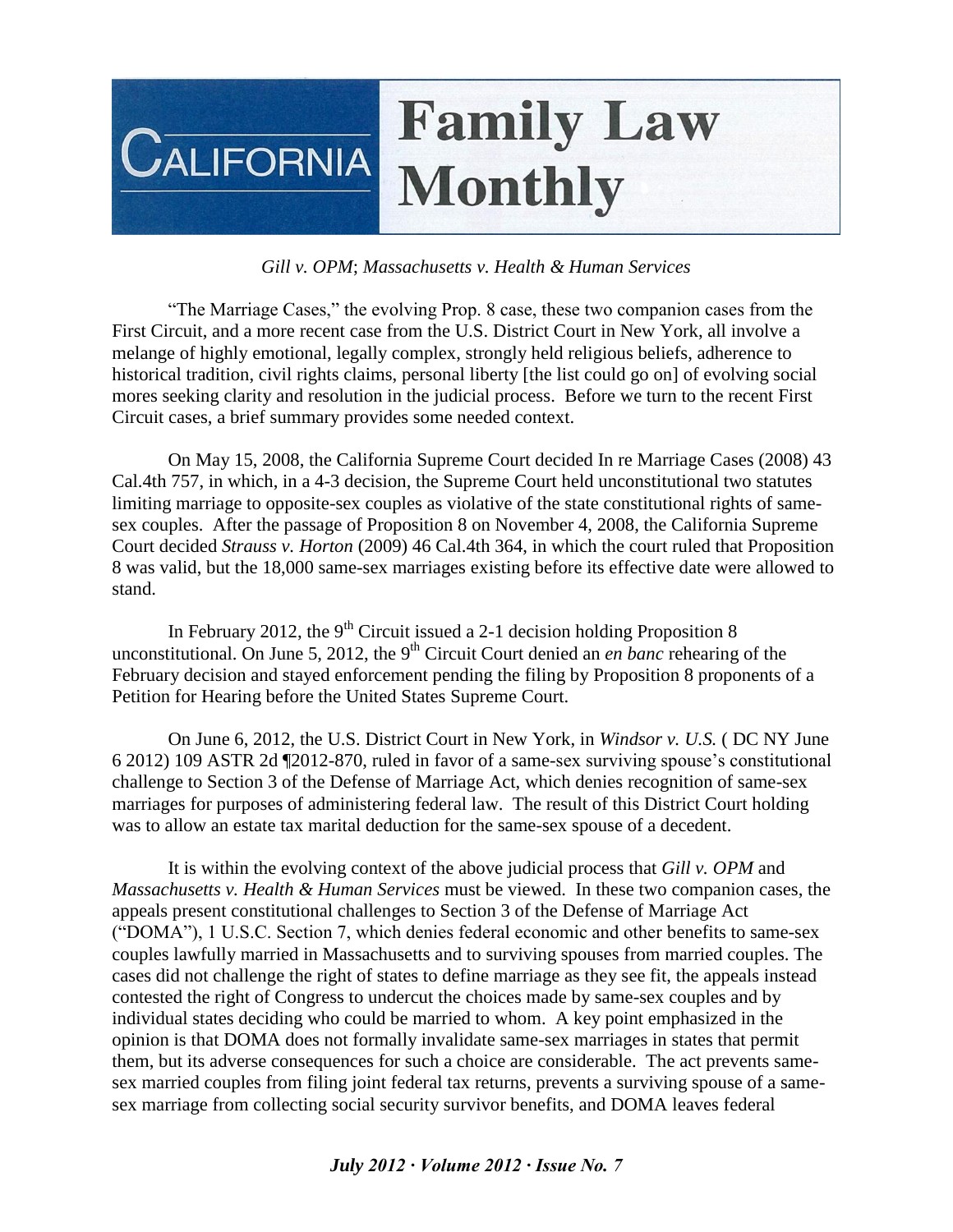# California Family Law Monthly

*Gill v. OPM*; *Massachusetts v. Health & Human Services*

"The Marriage Cases," the evolving Prop. 8 case, these two companion cases from the First Circuit, and a more recent case from the U.S. District Court in New York, all involve a melange of highly emotional, legally complex, strongly held religious beliefs, adherence to historical tradition, civil rights claims, personal liberty [the list could go on] of evolving social mores seeking clarity and resolution in the judicial process. Before we turn to the recent First Circuit cases, a brief summary provides some needed context.

On May 15, 2008, the California Supreme Court decided In re Marriage Cases (2008) 43 Cal.4th 757, in which, in a 4-3 decision, the Supreme Court held unconstitutional two statutes limiting marriage to opposite-sex couples as violative of the state constitutional rights of same-sex couples. After the passage of Proposition 8 on November 4, 2008, the California Supreme Court decided *Strauss v. Horton* (2009) 46 Cal.4th 364, in which the court ruled that Proposition 8 was valid, but the 18,000 same-sex marriages existing before its effective date were allowed to stand.

In February 2012, the 9th Circuit issued a 2-1 decision holding Proposition 8 unconstitutional. On June 5, 2012, the 9th Circuit Court denied an *en banc* rehearing of the February decision and stayed enforcement pending the filing by Proposition 8 proponents of a Petition for Hearing before the United States Supreme Court.

On June 6, 2012, the U.S. District Court in New York, in *Windsor v. U.S.* ( DC NY June 6 2012) 109 ASTR 2d ¶2012-870, ruled in favor of a same-sex surviving spouse's constitutional challenge to Section 3 of the Defense of Marriage Act, which denies recognition of same-sex marriages for purposes of administering federal law. The result of this District Court holding was to allow an estate tax marital deduction for the same-sex spouse of a decedent.

It is within the evolving context of the above judicial process that *Gill v. OPM* and *Massachusetts v. Health & Human Services* must be viewed. In these two companion cases, the appeals present constitutional challenges to Section 3 of the Defense of Marriage Act ("DOMA"), 1 U.S.C. Section 7, which denies federal economic and other benefits to same-sex couples lawfully married in Massachusetts and to surviving spouses from married couples. The cases did not challenge the right of states to define marriage as they see fit, the appeals instead contested the right of Congress to undercut the choices made by same-sex couples and by individual states deciding who could be married to whom. A key point emphasized in the opinion is that DOMA does not formally invalidate same-sex marriages in states that permit them, but its adverse consequences for such a choice are considerable. The act prevents same-sex married couples from filing joint federal tax returns, prevents a surviving spouse of a same-sex marriage from collecting social security survivor benefits, and DOMA leaves federal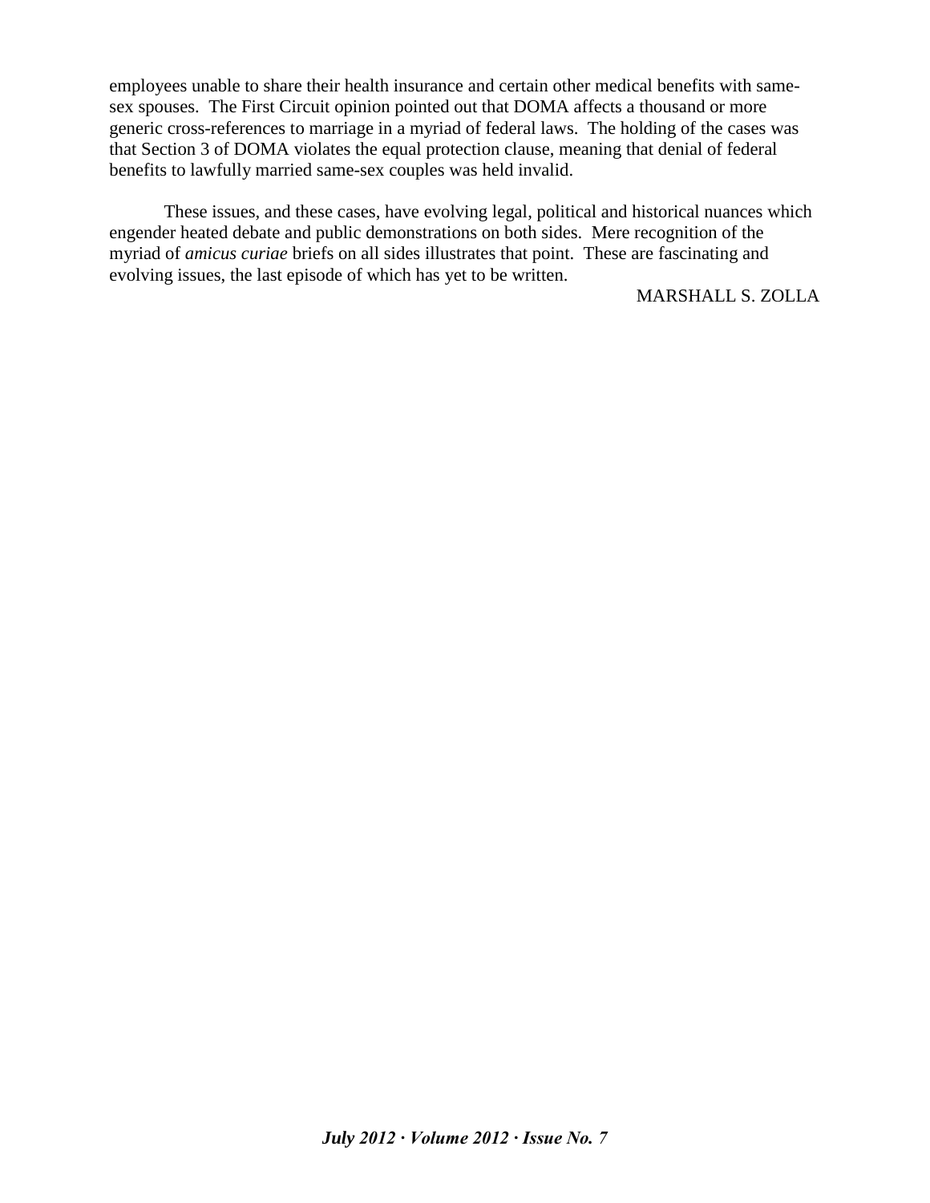employees unable to share their health insurance and certain other medical benefits with same-sex spouses. The First Circuit opinion pointed out that DOMA affects a thousand or more generic cross-references to marriage in a myriad of federal laws. The holding of the cases was that Section 3 of DOMA violates the equal protection clause, meaning that denial of federal benefits to lawfully married same-sex couples was held invalid.

These issues, and these cases, have evolving legal, political and historical nuances which engender heated debate and public demonstrations on both sides. Mere recognition of the myriad of *amicus curiae* briefs on all sides illustrates that point. These are fascinating and evolving issues, the last episode of which has yet to be written.

MARSHALL S. ZOLLA